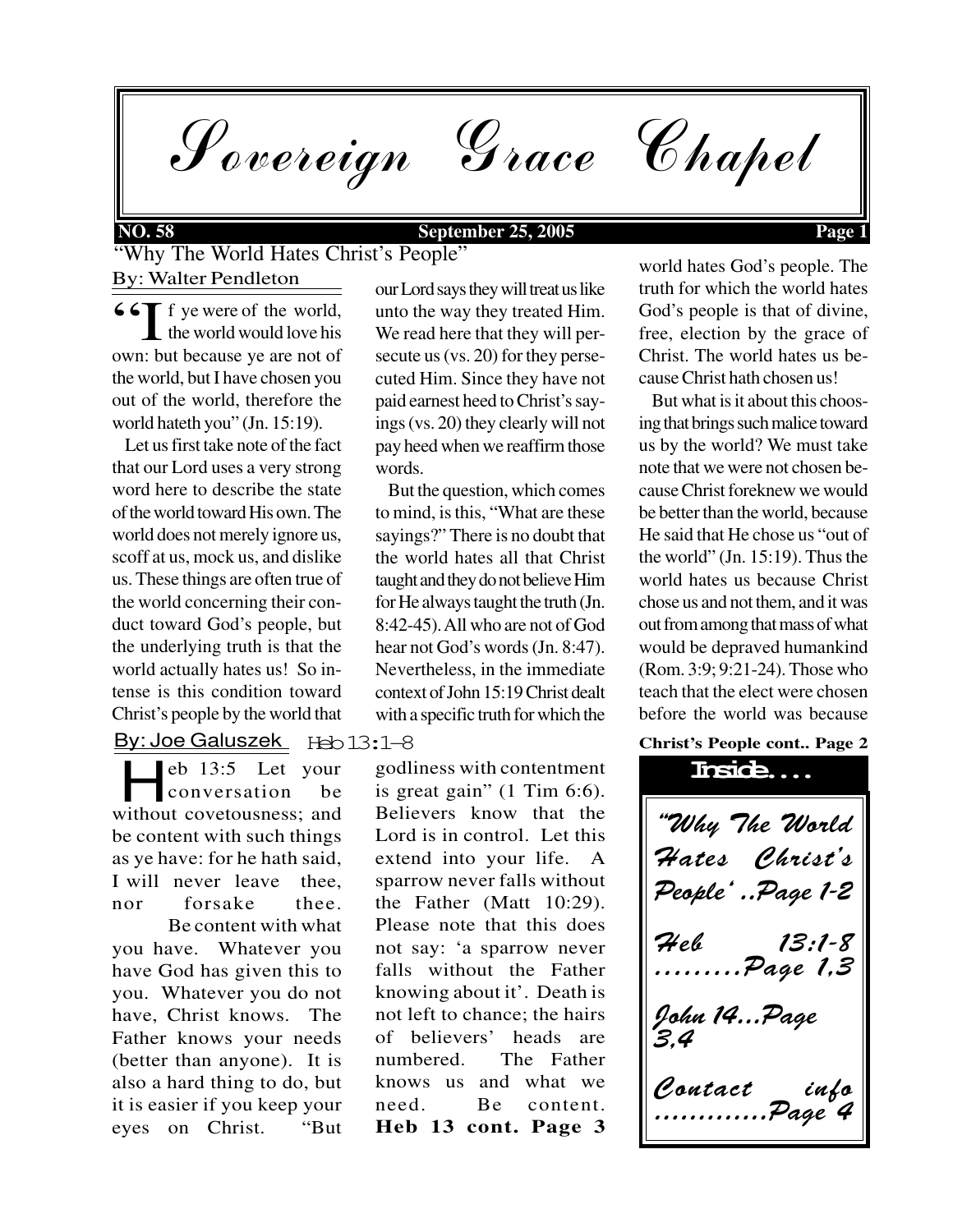# Sovereign Grace Chapel

**NO. 58** **September 25, 2005**

## "Why The World Hates Christ's People"

By: Walter Pendleton

"If ye were of the world, the world would love his own: but because ye are not of the world, but I have chosen you out of the world, therefore the world hateth you" (Jn. 15:19).

Let us first take note of the fact that our Lord uses a very strong word here to describe the state of the world toward His own. The world does not merely ignore us, scoff at us, mock us, and dislike us. These things are often true of the world concerning their conduct toward God's people, but the underlying truth is that the world actually hates us! So intense is this condition toward Christ's people by the world that our Lord says they will treat us like unto the way they treated Him. We read here that they will persecute us (vs. 20) for they persecuted Him. Since they have not paid earnest heed to Christ's sayings (vs. 20) they clearly will not pay heed when we reaffirm those words.

But the question, which comes to mind, is this, "What are these sayings?" There is no doubt that the world hates all that Christ taught and they do not believe Him for He always taught the truth (Jn. 8:42-45). All who are not of God hear not God's words (Jn. 8:47). Nevertheless, in the immediate context of John 15:19 Christ dealt with a specific truth for which the world hates God's people. The truth for which the world hates God's people is that of divine, free, election by the grace of Christ. The world hates us because Christ hath chosen us!

But what is it about this choosing that brings such malice toward us by the world? We must take note that we were not chosen because Christ foreknew we would be better than the world, because He said that He chose us "out of the world" (Jn. 15:19). Thus the world hates us because Christ chose us and not them, and it was out from among that mass of what would be depraved humankind (Rom. 3:9; 9:21-24). Those who teach that the elect were chosen before the world was because

**Christ's People cont.. Page 2**

## Heb 13:1–8

By: Joe Galuszek

Heb 13:5 Let your conversation be without covetousness; and be content with such things as ye have: for he hath said, I will never leave thee, nor forsake thee.

Be content with what you have. Whatever you have God has given this to you. Whatever you do not have, Christ knows. The Father knows your needs (better than anyone). It is also a hard thing to do, but it is easier if you keep your eyes on Christ. "But godliness with contentment is great gain" (1 Tim 6:6). Believers know that the Lord is in control. Let this extend into your life. A sparrow never falls without the Father (Matt 10:29). Please note that this does not say: 'a sparrow never falls without the Father knowing about it'. Death is not left to chance; the hairs of believers' heads are numbered. The Father knows us and what we need. Be content.

**Heb 13 cont. Page 3**

### Inside....

*"Why The World Hates Christ's People' ..Page 1-2*

*Heb 13:1-8 .........Page 1,3*

*John 14...Page 3,4*

*Contact info .............Page 4*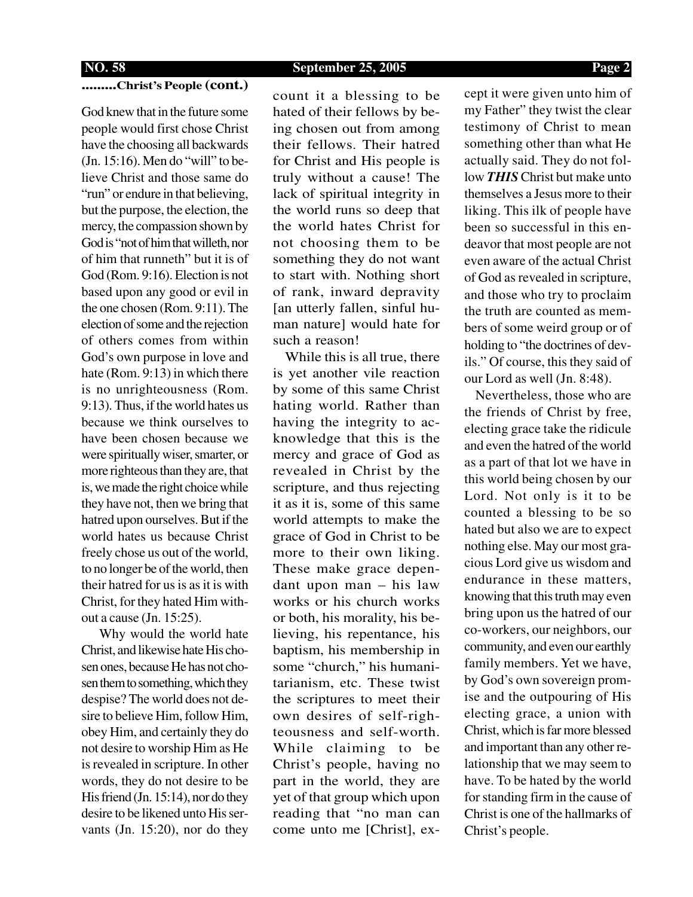### .........Christ's People (cont.)

God knew that in the future some people would first chose Christ have the choosing all backwards (Jn. 15:16). Men do "will" to believe Christ and those same do "run" or endure in that believing, but the purpose, the election, the mercy, the compassion shown by God is "not of him that willeth, nor of him that runneth" but it is of God (Rom. 9:16). Election is not based upon any good or evil in the one chosen (Rom. 9:11). The election of some and the rejection of others comes from within God's own purpose in love and hate (Rom. 9:13) in which there is no unrighteousness (Rom. 9:13). Thus, if the world hates us because we think ourselves to have been chosen because we were spiritually wiser, smarter, or more righteous than they are, that is, we made the right choice while they have not, then we bring that hatred upon ourselves. But if the world hates us because Christ freely chose us out of the world, to no longer be of the world, then their hatred for us is as it is with Christ, for they hated Him without a cause (Jn. 15:25).

Why would the world hate Christ, and likewise hate His chosen ones, because He has not chosen them to something, which they despise? The world does not desire to believe Him, follow Him, obey Him, and certainly they do not desire to worship Him as He is revealed in scripture. In other words, they do not desire to be His friend (Jn. 15:14), nor do they desire to be likened unto His servants (Jn. 15:20), nor do they count it a blessing to be hated of their fellows by being chosen out from among their fellows. Their hatred for Christ and His people is truly without a cause! The lack of spiritual integrity in the world runs so deep that the world hates Christ for not choosing them to be something they do not want to start with. Nothing short of rank, inward depravity [an utterly fallen, sinful human nature] would hate for such a reason!

While this is all true, there is yet another vile reaction by some of this same Christ hating world. Rather than having the integrity to acknowledge that this is the mercy and grace of God as revealed in Christ by the scripture, and thus rejecting it as it is, some of this same world attempts to make the grace of God in Christ to be more to their own liking. These make grace dependant upon man – his law works or his church works or both, his morality, his believing, his repentance, his baptism, his membership in some "church," his humanitarianism, etc. These twist the scriptures to meet their own desires of self-righteousness and self-worth. While claiming to be Christ's people, having no part in the world, they are yet of that group which upon reading that "no man can come unto me [Christ], except it were given unto him of my Father" they twist the clear testimony of Christ to mean something other than what He actually said. They do not follow ***THIS*** Christ but make unto themselves a Jesus more to their liking. This ilk of people have been so successful in this endeavor that most people are not even aware of the actual Christ of God as revealed in scripture, and those who try to proclaim the truth are counted as members of some weird group or of holding to "the doctrines of devils." Of course, this they said of our Lord as well (Jn. 8:48).

Nevertheless, those who are the friends of Christ by free, electing grace take the ridicule and even the hatred of the world as a part of that lot we have in this world being chosen by our Lord. Not only is it to be counted a blessing to be so hated but also we are to expect nothing else. May our most gracious Lord give us wisdom and endurance in these matters, knowing that this truth may even bring upon us the hatred of our co-workers, our neighbors, our community, and even our earthly family members. Yet we have, by God's own sovereign promise and the outpouring of His electing grace, a union with Christ, which is far more blessed and important than any other relationship that we may seem to have. To be hated by the world for standing firm in the cause of Christ is one of the hallmarks of Christ's people.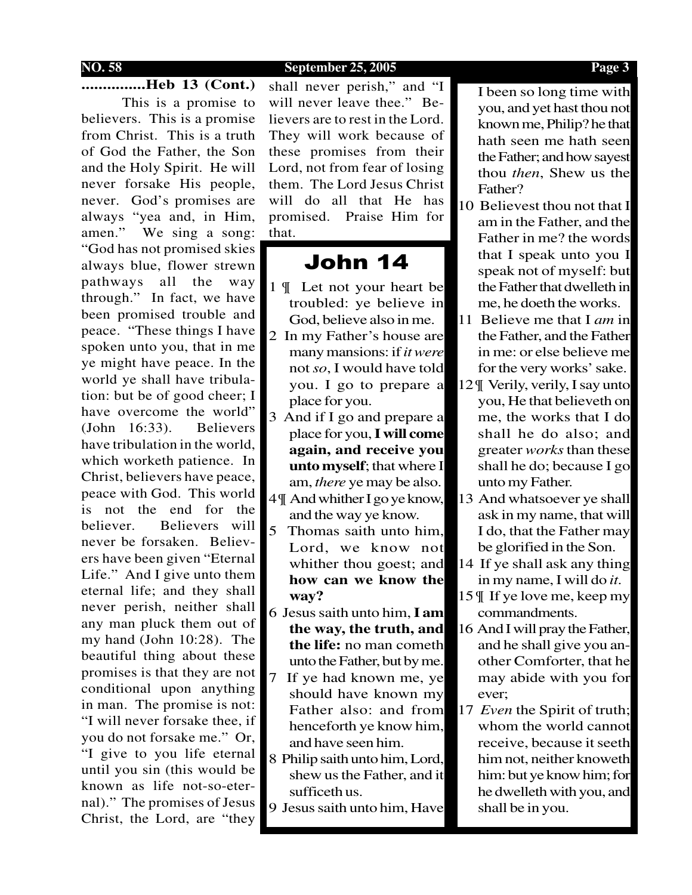**...............Heb 13 (Cont.)**

This is a promise to believers. This is a promise from Christ. This is a truth of God the Father, the Son and the Holy Spirit. He will never forsake His people, never. God's promises are always "yea and, in Him, amen." We sing a song: "God has not promised skies always blue, flower strewn pathways all the way through." In fact, we have been promised trouble and peace. "These things I have spoken unto you, that in me ye might have peace. In the world ye shall have tribulation: but be of good cheer; I have overcome the world" (John 16:33). Believers have tribulation in the world, which worketh patience. In Christ, believers have peace, peace with God. This world is not the end for the believer. Believers will never be forsaken. Believers have been given "Eternal Life." And I give unto them eternal life; and they shall never perish, neither shall any man pluck them out of my hand (John 10:28). The beautiful thing about these promises is that they are not conditional upon anything in man. The promise is not: "I will never forsake thee, if you do not forsake me." Or, "I give to you life eternal until you sin (this would be known as life not-so-eternal)." The promises of Jesus Christ, the Lord, are "they shall never perish," and "I will never leave thee." Believers are to rest in the Lord. They will work because of these promises from their Lord, not from fear of losing them. The Lord Jesus Christ will do all that He has promised. Praise Him for that.

# John 14

1 ¶ Let not your heart be troubled: ye believe in God, believe also in me.

2 In my Father's house are many mansions: if *it were* not *so*, I would have told you. I go to prepare a place for you.

3 And if I go and prepare a place for you, **I will come again, and receive you unto myself**; that where I am, *there* ye may be also.

4 ¶ And whither I go ye know, and the way ye know.

5 Thomas saith unto him, Lord, we know not whither thou goest; and **how can we know the way?**

6 Jesus saith unto him, **I am the way, the truth, and the life:** no man cometh unto the Father, but by me.

7 If ye had known me, ye should have known my Father also: and from henceforth ye know him, and have seen him.

8 Philip saith unto him, Lord, shew us the Father, and it sufficeth us.

9 Jesus saith unto him, Have I been so long time with you, and yet hast thou not known me, Philip? he that hath seen me hath seen the Father; and how sayest thou *then*, Shew us the Father?

10 Believest thou not that I am in the Father, and the Father in me? the words that I speak unto you I speak not of myself: but the Father that dwelleth in me, he doeth the works.

11 Believe me that I *am* in the Father, and the Father in me: or else believe me for the very works' sake.

12 ¶ Verily, verily, I say unto you, He that believeth on me, the works that I do shall he do also; and greater *works* than these shall he do; because I go unto my Father.

13 And whatsoever ye shall ask in my name, that will I do, that the Father may be glorified in the Son.

14 If ye shall ask any thing in my name, I will do *it*.

15 ¶ If ye love me, keep my commandments.

16 And I will pray the Father, and he shall give you another Comforter, that he may abide with you for ever;

17 *Even* the Spirit of truth; whom the world cannot receive, because it seeth him not, neither knoweth him: but ye know him; for he dwelleth with you, and shall be in you.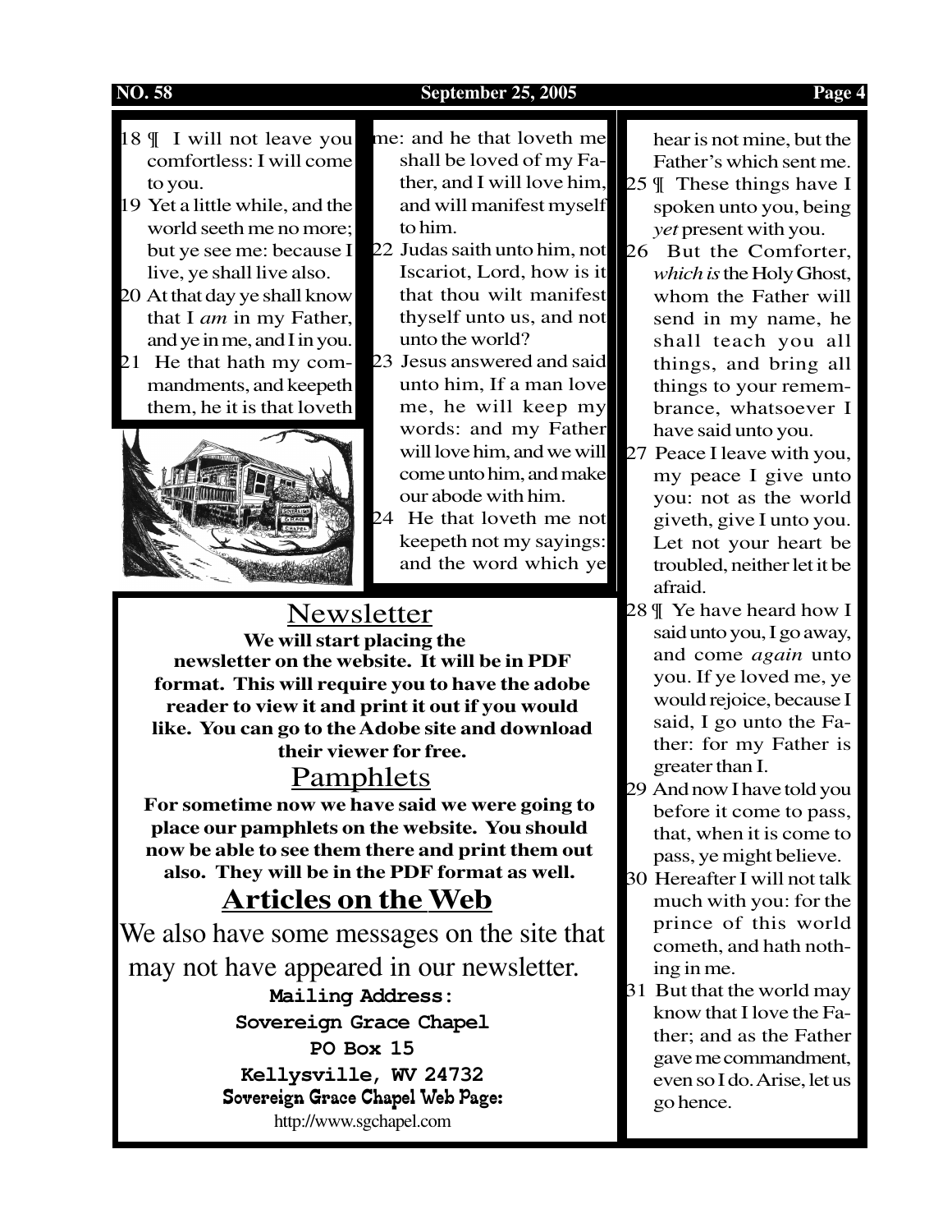18 ¶ I will not leave you comfortless: I will come to you.

19 Yet a little while, and the world seeth me no more; but ye see me: because I live, ye shall live also.

20 At that day ye shall know that I *am* in my Father, and ye in me, and I in you.

21 He that hath my commandments, and keepeth them, he it is that loveth me: and he that loveth me shall be loved of my Father, and I will love him, and will manifest myself to him.

22 Judas saith unto him, not Iscariot, Lord, how is it that thou wilt manifest thyself unto us, and not unto the world?

23 Jesus answered and said unto him, If a man love me, he will keep my words: and my Father will love him, and we will come unto him, and make our abode with him.

24 He that loveth me not keepeth not my sayings: and the word which ye hear is not mine, but the Father's which sent me.

25 ¶ These things have I spoken unto you, being *yet* present with you.

26 But the Comforter, *which is* the Holy Ghost, whom the Father will send in my name, he shall teach you all things, and bring all things to your remembrance, whatsoever I have said unto you.

27 Peace I leave with you, my peace I give unto you: not as the world giveth, give I unto you. Let not your heart be troubled, neither let it be afraid.

28 ¶ Ye have heard how I said unto you, I go away, and come *again* unto you. If ye loved me, ye would rejoice, because I said, I go unto the Father: for my Father is greater than I.

29 And now I have told you before it come to pass, that, when it is come to pass, ye might believe.

30 Hereafter I will not talk much with you: for the prince of this world cometh, and hath nothing in me.

31 But that the world may know that I love the Father; and as the Father gave me commandment, even so I do. Arise, let us go hence.

## Newsletter

**We will start placing the newsletter on the website. It will be in PDF format. This will require you to have the adobe reader to view it and print it out if you would like. You can go to the Adobe site and download their viewer for free.**

## Pamphlets

**For sometime now we have said we were going to place our pamphlets on the website. You should now be able to see them there and print them out also. They will be in the PDF format as well.**

## **Articles on the Web**

We also have some messages on the site that may not have appeared in our newsletter.

**Mailing Address:**
**Sovereign Grace Chapel**
**PO Box 15**
**Kellysville, WV 24732**

**Sovereign Grace Chapel Web Page:**
http://www.sgchapel.com